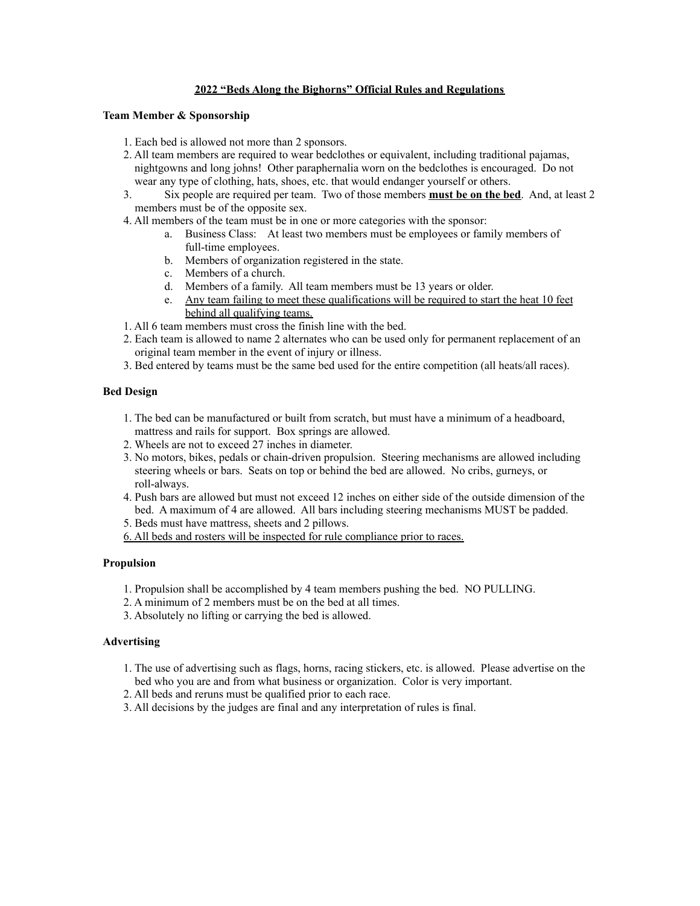**2022 "Beds Along the Bighorns" Official Rules and Regulations**

**Team Member & Sponsorship**

1. Each bed is allowed not more than 2 sponsors.
2. All team members are required to wear bedclothes or equivalent, including traditional pajamas, nightgowns and long johns! Other paraphernalia worn on the bedclothes is encouraged. Do not wear any type of clothing, hats, shoes, etc. that would endanger yourself or others.
3. Six people are required per team. Two of those members **must be on the bed**. And, at least 2 members must be of the opposite sex.
4. All members of the team must be in one or more categories with the sponsor:
   a. Business Class: At least two members must be employees or family members of full-time employees.
   b. Members of organization registered in the state.
   c. Members of a church.
   d. Members of a family. All team members must be 13 years or older.
   e. Any team failing to meet these qualifications will be required to start the heat 10 feet behind all qualifying teams.

1. All 6 team members must cross the finish line with the bed.
2. Each team is allowed to name 2 alternates who can be used only for permanent replacement of an original team member in the event of injury or illness.
3. Bed entered by teams must be the same bed used for the entire competition (all heats/all races).

**Bed Design**

1. The bed can be manufactured or built from scratch, but must have a minimum of a headboard, mattress and rails for support. Box springs are allowed.
2. Wheels are not to exceed 27 inches in diameter.
3. No motors, bikes, pedals or chain-driven propulsion. Steering mechanisms are allowed including steering wheels or bars. Seats on top or behind the bed are allowed. No cribs, gurneys, or roll-always.
4. Push bars are allowed but must not exceed 12 inches on either side of the outside dimension of the bed. A maximum of 4 are allowed. All bars including steering mechanisms MUST be padded.
5. Beds must have mattress, sheets and 2 pillows.
6. All beds and rosters will be inspected for rule compliance prior to races.

**Propulsion**

1. Propulsion shall be accomplished by 4 team members pushing the bed. NO PULLING.
2. A minimum of 2 members must be on the bed at all times.
3. Absolutely no lifting or carrying the bed is allowed.

**Advertising**

1. The use of advertising such as flags, horns, racing stickers, etc. is allowed. Please advertise on the bed who you are and from what business or organization. Color is very important.
2. All beds and reruns must be qualified prior to each race.
3. All decisions by the judges are final and any interpretation of rules is final.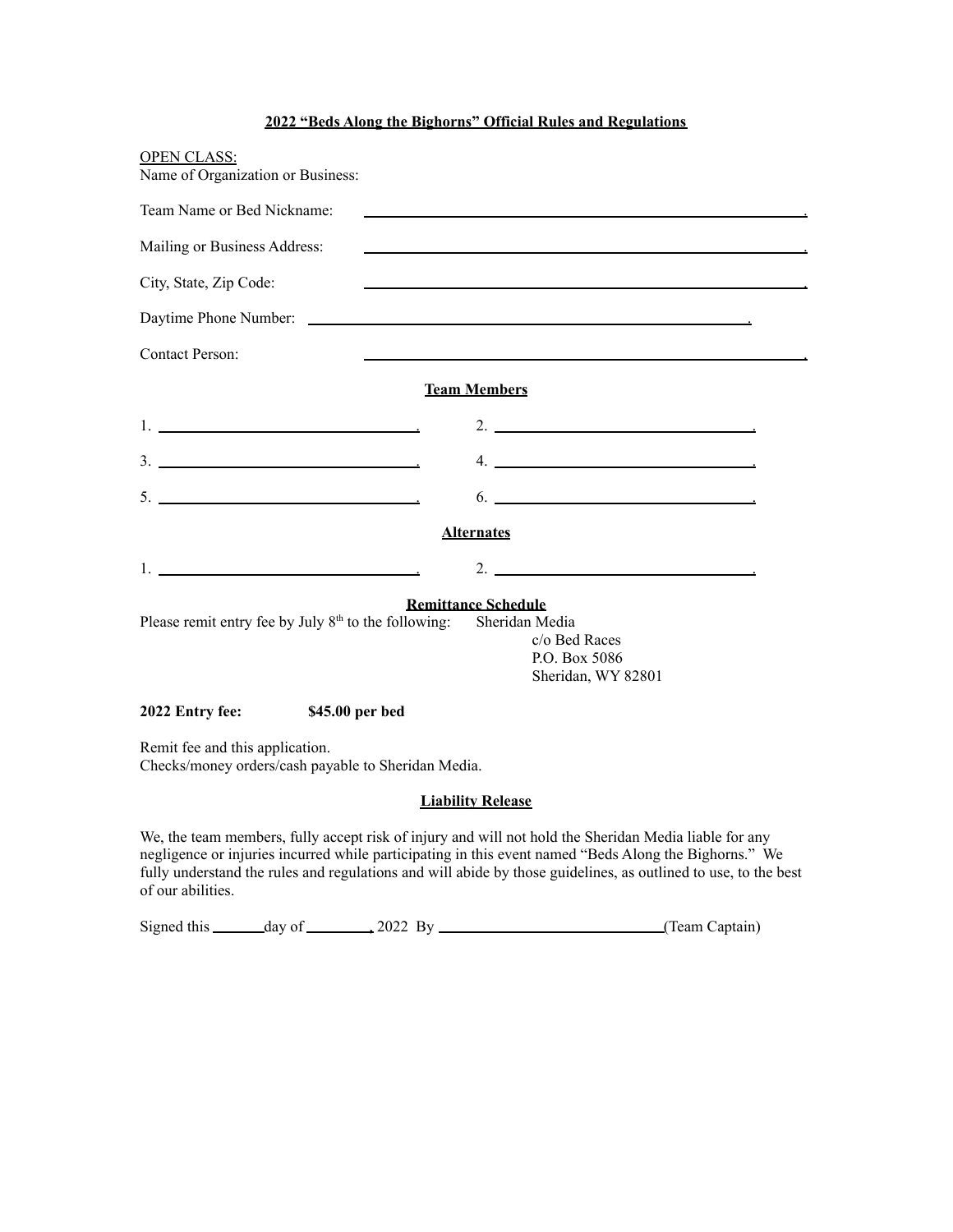**2022 "Beds Along the Bighorns" Official Rules and Regulations**

OPEN CLASS:
Name of Organization or Business:

Team Name or Bed Nickname: ______________________________________________.

Mailing or Business Address: ______________________________________________.

City, State, Zip Code: ______________________________________________.

Daytime Phone Number: ______________________________________________.

Contact Person: ______________________________________________.

**Team Members**

1. ______________________________. 2. ______________________________.

3. ______________________________. 4. ______________________________.

5. ______________________________. 6. ______________________________.

**Alternates**

1. ______________________________. 2. ______________________________.

**Remittance Schedule**

Please remit entry fee by July 8th to the following: Sheridan Media
c/o Bed Races
P.O. Box 5086
Sheridan, WY 82801

**2022 Entry fee: $45.00 per bed**

Remit fee and this application.
Checks/money orders/cash payable to Sheridan Media.

**Liability Release**

We, the team members, fully accept risk of injury and will not hold the Sheridan Media liable for any negligence or injuries incurred while participating in this event named "Beds Along the Bighorns." We fully understand the rules and regulations and will abide by those guidelines, as outlined to use, to the best of our abilities.

Signed this ______ day of ________, 2022 By ____________________________(Team Captain)